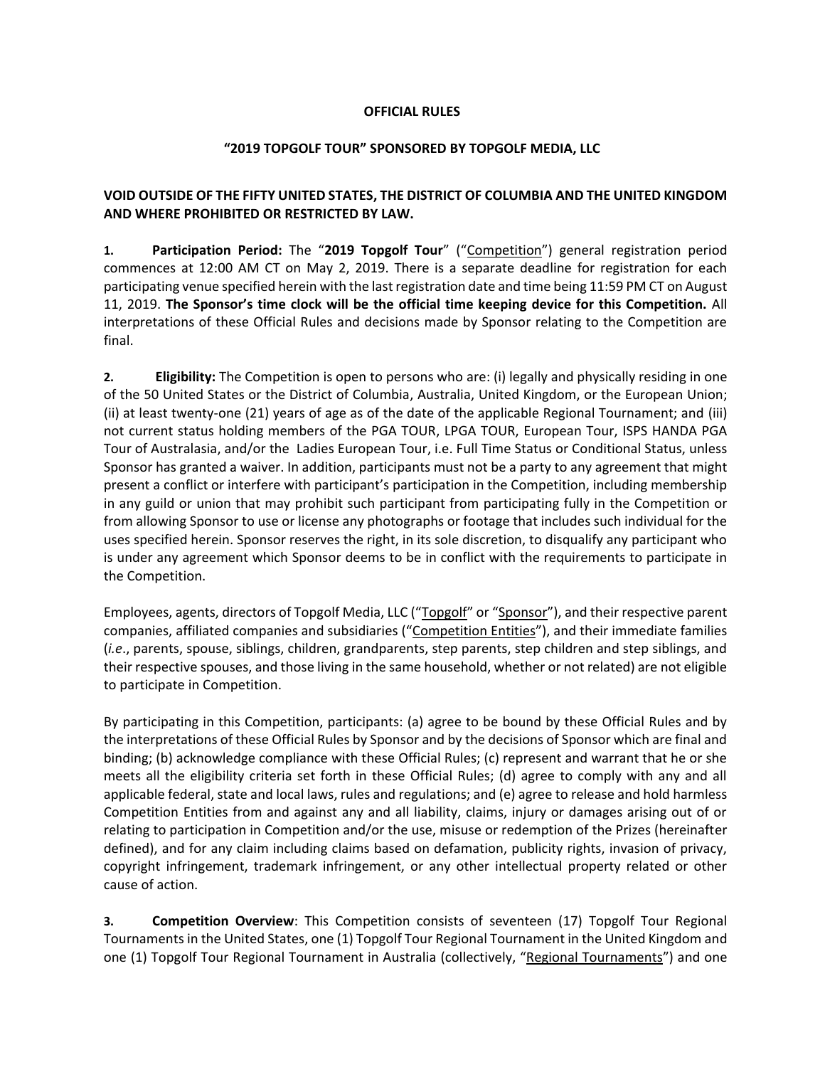**OFFICIAL RULES**

**"2019 TOPGOLF TOUR" SPONSORED BY TOPGOLF MEDIA, LLC**

**VOID OUTSIDE OF THE FIFTY UNITED STATES, THE DISTRICT OF COLUMBIA AND THE UNITED KINGDOM AND WHERE PROHIBITED OR RESTRICTED BY LAW.**

**1. Participation Period:** The "**2019 Topgolf Tour**" ("Competition") general registration period commences at 12:00 AM CT on May 2, 2019. There is a separate deadline for registration for each participating venue specified herein with the last registration date and time being 11:59 PM CT on August 11, 2019. **The Sponsor's time clock will be the official time keeping device for this Competition.** All interpretations of these Official Rules and decisions made by Sponsor relating to the Competition are final.

**2. Eligibility:** The Competition is open to persons who are: (i) legally and physically residing in one of the 50 United States or the District of Columbia, Australia, United Kingdom, or the European Union; (ii) at least twenty-one (21) years of age as of the date of the applicable Regional Tournament; and (iii) not current status holding members of the PGA TOUR, LPGA TOUR, European Tour, ISPS HANDA PGA Tour of Australasia, and/or the Ladies European Tour, i.e. Full Time Status or Conditional Status, unless Sponsor has granted a waiver. In addition, participants must not be a party to any agreement that might present a conflict or interfere with participant's participation in the Competition, including membership in any guild or union that may prohibit such participant from participating fully in the Competition or from allowing Sponsor to use or license any photographs or footage that includes such individual for the uses specified herein. Sponsor reserves the right, in its sole discretion, to disqualify any participant who is under any agreement which Sponsor deems to be in conflict with the requirements to participate in the Competition.

Employees, agents, directors of Topgolf Media, LLC ("Topgolf" or "Sponsor"), and their respective parent companies, affiliated companies and subsidiaries ("Competition Entities"), and their immediate families (*i.e*., parents, spouse, siblings, children, grandparents, step parents, step children and step siblings, and their respective spouses, and those living in the same household, whether or not related) are not eligible to participate in Competition.

By participating in this Competition, participants: (a) agree to be bound by these Official Rules and by the interpretations of these Official Rules by Sponsor and by the decisions of Sponsor which are final and binding; (b) acknowledge compliance with these Official Rules; (c) represent and warrant that he or she meets all the eligibility criteria set forth in these Official Rules; (d) agree to comply with any and all applicable federal, state and local laws, rules and regulations; and (e) agree to release and hold harmless Competition Entities from and against any and all liability, claims, injury or damages arising out of or relating to participation in Competition and/or the use, misuse or redemption of the Prizes (hereinafter defined), and for any claim including claims based on defamation, publicity rights, invasion of privacy, copyright infringement, trademark infringement, or any other intellectual property related or other cause of action.

**3. Competition Overview**: This Competition consists of seventeen (17) Topgolf Tour Regional Tournaments in the United States, one (1) Topgolf Tour Regional Tournament in the United Kingdom and one (1) Topgolf Tour Regional Tournament in Australia (collectively, "Regional Tournaments") and one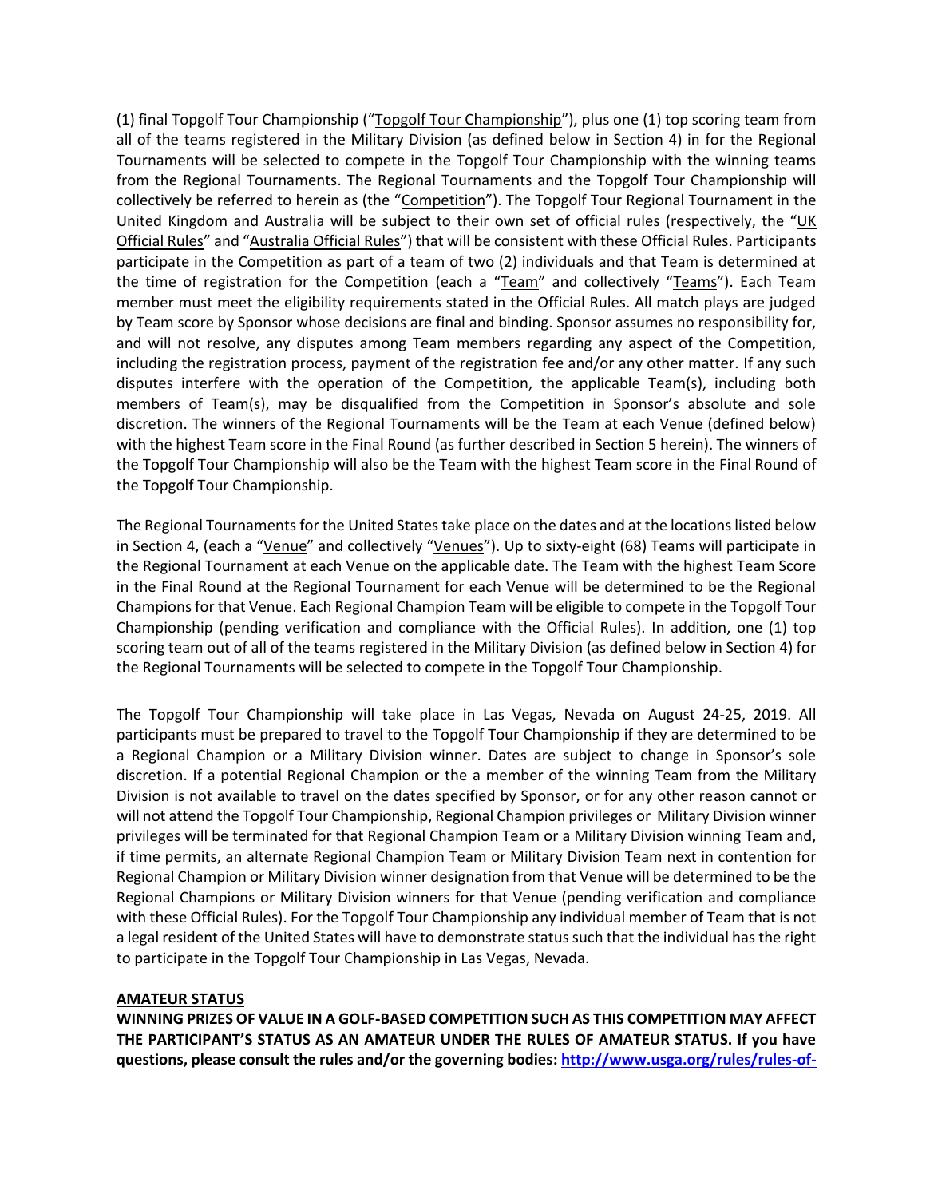(1) final Topgolf Tour Championship ("Topgolf Tour Championship"), plus one (1) top scoring team from all of the teams registered in the Military Division (as defined below in Section 4) in for the Regional Tournaments will be selected to compete in the Topgolf Tour Championship with the winning teams from the Regional Tournaments. The Regional Tournaments and the Topgolf Tour Championship will collectively be referred to herein as (the "Competition"). The Topgolf Tour Regional Tournament in the United Kingdom and Australia will be subject to their own set of official rules (respectively, the "UK Official Rules" and "Australia Official Rules") that will be consistent with these Official Rules. Participants participate in the Competition as part of a team of two (2) individuals and that Team is determined at the time of registration for the Competition (each a "Team" and collectively "Teams"). Each Team member must meet the eligibility requirements stated in the Official Rules. All match plays are judged by Team score by Sponsor whose decisions are final and binding. Sponsor assumes no responsibility for, and will not resolve, any disputes among Team members regarding any aspect of the Competition, including the registration process, payment of the registration fee and/or any other matter. If any such disputes interfere with the operation of the Competition, the applicable Team(s), including both members of Team(s), may be disqualified from the Competition in Sponsor's absolute and sole discretion. The winners of the Regional Tournaments will be the Team at each Venue (defined below) with the highest Team score in the Final Round (as further described in Section 5 herein). The winners of the Topgolf Tour Championship will also be the Team with the highest Team score in the Final Round of the Topgolf Tour Championship.

The Regional Tournaments for the United States take place on the dates and at the locations listed below in Section 4, (each a "Venue" and collectively "Venues"). Up to sixty-eight (68) Teams will participate in the Regional Tournament at each Venue on the applicable date. The Team with the highest Team Score in the Final Round at the Regional Tournament for each Venue will be determined to be the Regional Champions for that Venue. Each Regional Champion Team will be eligible to compete in the Topgolf Tour Championship (pending verification and compliance with the Official Rules). In addition, one (1) top scoring team out of all of the teams registered in the Military Division (as defined below in Section 4) for the Regional Tournaments will be selected to compete in the Topgolf Tour Championship.

The Topgolf Tour Championship will take place in Las Vegas, Nevada on August 24-25, 2019. All participants must be prepared to travel to the Topgolf Tour Championship if they are determined to be a Regional Champion or a Military Division winner. Dates are subject to change in Sponsor's sole discretion. If a potential Regional Champion or the a member of the winning Team from the Military Division is not available to travel on the dates specified by Sponsor, or for any other reason cannot or will not attend the Topgolf Tour Championship, Regional Champion privileges or Military Division winner privileges will be terminated for that Regional Champion Team or a Military Division winning Team and, if time permits, an alternate Regional Champion Team or Military Division Team next in contention for Regional Champion or Military Division winner designation from that Venue will be determined to be the Regional Champions or Military Division winners for that Venue (pending verification and compliance with these Official Rules). For the Topgolf Tour Championship any individual member of Team that is not a legal resident of the United States will have to demonstrate status such that the individual has the right to participate in the Topgolf Tour Championship in Las Vegas, Nevada.

**AMATEUR STATUS**

**WINNING PRIZES OF VALUE IN A GOLF-BASED COMPETITION SUCH AS THIS COMPETITION MAY AFFECT THE PARTICIPANT'S STATUS AS AN AMATEUR UNDER THE RULES OF AMATEUR STATUS. If you have questions, please consult the rules and/or the governing bodies: http://www.usga.org/rules/rules-of-**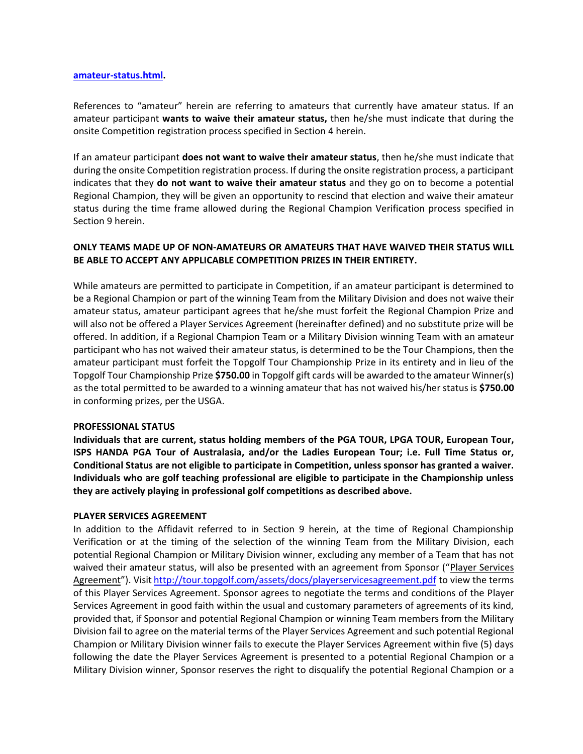**amateur-status.html.**

References to "amateur" herein are referring to amateurs that currently have amateur status. If an amateur participant **wants to waive their amateur status,** then he/she must indicate that during the onsite Competition registration process specified in Section 4 herein.

If an amateur participant **does not want to waive their amateur status**, then he/she must indicate that during the onsite Competition registration process. If during the onsite registration process, a participant indicates that they **do not want to waive their amateur status** and they go on to become a potential Regional Champion, they will be given an opportunity to rescind that election and waive their amateur status during the time frame allowed during the Regional Champion Verification process specified in Section 9 herein.

**ONLY TEAMS MADE UP OF NON-AMATEURS OR AMATEURS THAT HAVE WAIVED THEIR STATUS WILL BE ABLE TO ACCEPT ANY APPLICABLE COMPETITION PRIZES IN THEIR ENTIRETY.**

While amateurs are permitted to participate in Competition, if an amateur participant is determined to be a Regional Champion or part of the winning Team from the Military Division and does not waive their amateur status, amateur participant agrees that he/she must forfeit the Regional Champion Prize and will also not be offered a Player Services Agreement (hereinafter defined) and no substitute prize will be offered. In addition, if a Regional Champion Team or a Military Division winning Team with an amateur participant who has not waived their amateur status, is determined to be the Tour Champions, then the amateur participant must forfeit the Topgolf Tour Championship Prize in its entirety and in lieu of the Topgolf Tour Championship Prize **$750.00** in Topgolf gift cards will be awarded to the amateur Winner(s) as the total permitted to be awarded to a winning amateur that has not waived his/her status is **$750.00** in conforming prizes, per the USGA.

**PROFESSIONAL STATUS**

**Individuals that are current, status holding members of the PGA TOUR, LPGA TOUR, European Tour, ISPS HANDA PGA Tour of Australasia, and/or the Ladies European Tour; i.e. Full Time Status or, Conditional Status are not eligible to participate in Competition, unless sponsor has granted a waiver. Individuals who are golf teaching professional are eligible to participate in the Championship unless they are actively playing in professional golf competitions as described above.**

**PLAYER SERVICES AGREEMENT**

In addition to the Affidavit referred to in Section 9 herein, at the time of Regional Championship Verification or at the timing of the selection of the winning Team from the Military Division, each potential Regional Champion or Military Division winner, excluding any member of a Team that has not waived their amateur status, will also be presented with an agreement from Sponsor ("Player Services Agreement"). Visit http://tour.topgolf.com/assets/docs/playerservicesagreement.pdf to view the terms of this Player Services Agreement. Sponsor agrees to negotiate the terms and conditions of the Player Services Agreement in good faith within the usual and customary parameters of agreements of its kind, provided that, if Sponsor and potential Regional Champion or winning Team members from the Military Division fail to agree on the material terms of the Player Services Agreement and such potential Regional Champion or Military Division winner fails to execute the Player Services Agreement within five (5) days following the date the Player Services Agreement is presented to a potential Regional Champion or a Military Division winner, Sponsor reserves the right to disqualify the potential Regional Champion or a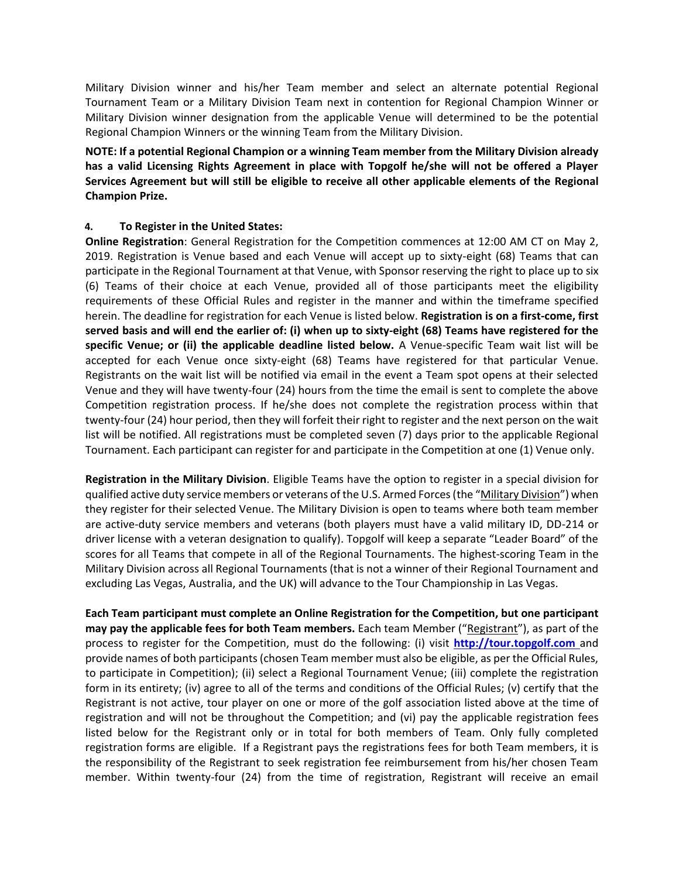Military Division winner and his/her Team member and select an alternate potential Regional Tournament Team or a Military Division Team next in contention for Regional Champion Winner or Military Division winner designation from the applicable Venue will determined to be the potential Regional Champion Winners or the winning Team from the Military Division.

**NOTE: If a potential Regional Champion or a winning Team member from the Military Division already has a valid Licensing Rights Agreement in place with Topgolf he/she will not be offered a Player Services Agreement but will still be eligible to receive all other applicable elements of the Regional Champion Prize.**

#### 4. To Register in the United States:

**Online Registration**: General Registration for the Competition commences at 12:00 AM CT on May 2, 2019. Registration is Venue based and each Venue will accept up to sixty-eight (68) Teams that can participate in the Regional Tournament at that Venue, with Sponsor reserving the right to place up to six (6) Teams of their choice at each Venue, provided all of those participants meet the eligibility requirements of these Official Rules and register in the manner and within the timeframe specified herein. The deadline for registration for each Venue is listed below. **Registration is on a first-come, first served basis and will end the earlier of: (i) when up to sixty-eight (68) Teams have registered for the specific Venue; or (ii) the applicable deadline listed below.** A Venue-specific Team wait list will be accepted for each Venue once sixty-eight (68) Teams have registered for that particular Venue. Registrants on the wait list will be notified via email in the event a Team spot opens at their selected Venue and they will have twenty-four (24) hours from the time the email is sent to complete the above Competition registration process. If he/she does not complete the registration process within that twenty-four (24) hour period, then they will forfeit their right to register and the next person on the wait list will be notified. All registrations must be completed seven (7) days prior to the applicable Regional Tournament. Each participant can register for and participate in the Competition at one (1) Venue only.

**Registration in the Military Division**. Eligible Teams have the option to register in a special division for qualified active duty service members or veterans of the U.S. Armed Forces (the "Military Division") when they register for their selected Venue. The Military Division is open to teams where both team member are active-duty service members and veterans (both players must have a valid military ID, DD-214 or driver license with a veteran designation to qualify). Topgolf will keep a separate "Leader Board" of the scores for all Teams that compete in all of the Regional Tournaments. The highest-scoring Team in the Military Division across all Regional Tournaments (that is not a winner of their Regional Tournament and excluding Las Vegas, Australia, and the UK) will advance to the Tour Championship in Las Vegas.

**Each Team participant must complete an Online Registration for the Competition, but one participant may pay the applicable fees for both Team members.** Each team Member ("Registrant"), as part of the process to register for the Competition, must do the following: (i) visit **http://tour.topgolf.com** and provide names of both participants (chosen Team member must also be eligible, as per the Official Rules, to participate in Competition); (ii) select a Regional Tournament Venue; (iii) complete the registration form in its entirety; (iv) agree to all of the terms and conditions of the Official Rules; (v) certify that the Registrant is not active, tour player on one or more of the golf association listed above at the time of registration and will not be throughout the Competition; and (vi) pay the applicable registration fees listed below for the Registrant only or in total for both members of Team. Only fully completed registration forms are eligible. If a Registrant pays the registrations fees for both Team members, it is the responsibility of the Registrant to seek registration fee reimbursement from his/her chosen Team member. Within twenty-four (24) from the time of registration, Registrant will receive an email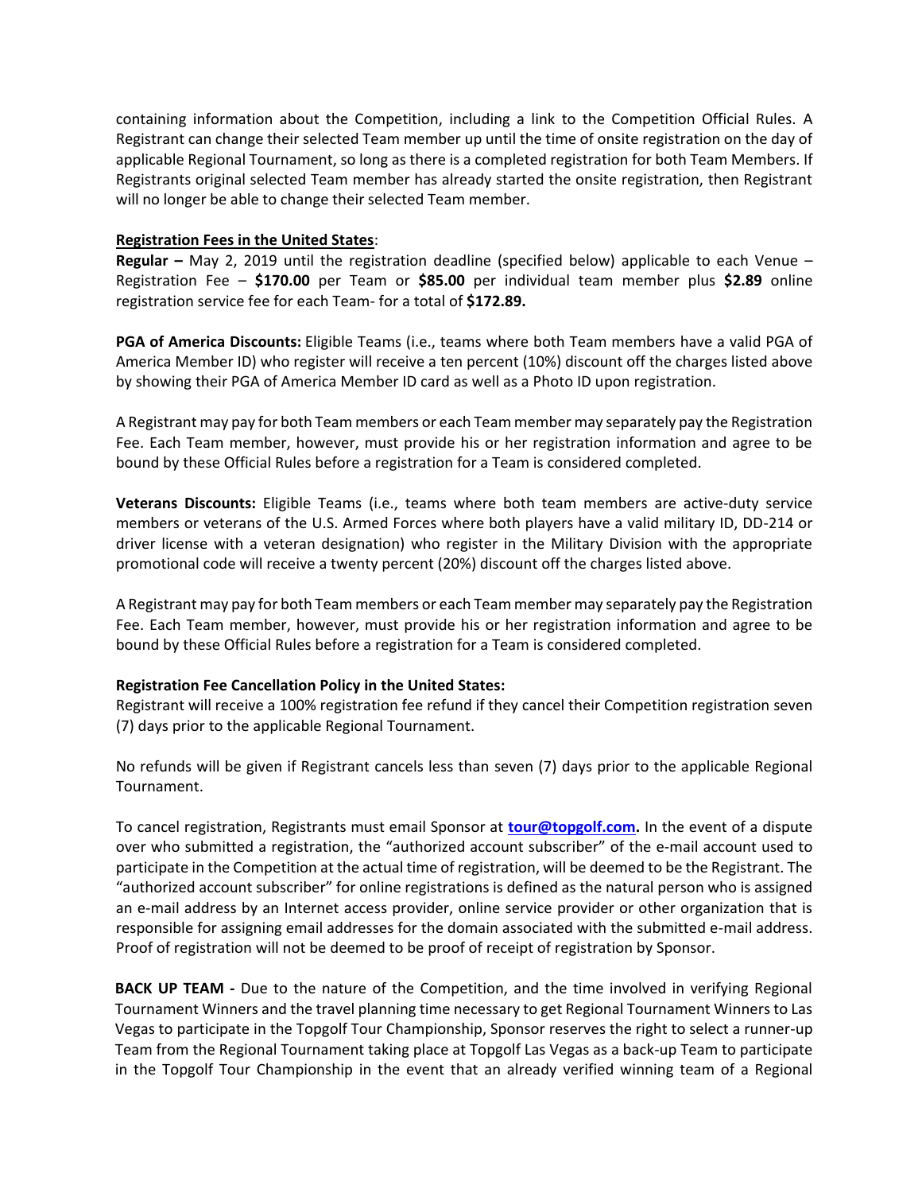containing information about the Competition, including a link to the Competition Official Rules. A Registrant can change their selected Team member up until the time of onsite registration on the day of applicable Regional Tournament, so long as there is a completed registration for both Team Members. If Registrants original selected Team member has already started the onsite registration, then Registrant will no longer be able to change their selected Team member.

**Registration Fees in the United States**:

**Regular –** May 2, 2019 until the registration deadline (specified below) applicable to each Venue – Registration Fee – **$170.00** per Team or **$85.00** per individual team member plus **$2.89** online registration service fee for each Team- for a total of **$172.89.**

**PGA of America Discounts:** Eligible Teams (i.e., teams where both Team members have a valid PGA of America Member ID) who register will receive a ten percent (10%) discount off the charges listed above by showing their PGA of America Member ID card as well as a Photo ID upon registration.

A Registrant may pay for both Team members or each Team member may separately pay the Registration Fee. Each Team member, however, must provide his or her registration information and agree to be bound by these Official Rules before a registration for a Team is considered completed.

**Veterans Discounts:** Eligible Teams (i.e., teams where both team members are active-duty service members or veterans of the U.S. Armed Forces where both players have a valid military ID, DD-214 or driver license with a veteran designation) who register in the Military Division with the appropriate promotional code will receive a twenty percent (20%) discount off the charges listed above.

A Registrant may pay for both Team members or each Team member may separately pay the Registration Fee. Each Team member, however, must provide his or her registration information and agree to be bound by these Official Rules before a registration for a Team is considered completed.

**Registration Fee Cancellation Policy in the United States:**

Registrant will receive a 100% registration fee refund if they cancel their Competition registration seven (7) days prior to the applicable Regional Tournament.

No refunds will be given if Registrant cancels less than seven (7) days prior to the applicable Regional Tournament.

To cancel registration, Registrants must email Sponsor at **tour@topgolf.com.** In the event of a dispute over who submitted a registration, the "authorized account subscriber" of the e-mail account used to participate in the Competition at the actual time of registration, will be deemed to be the Registrant. The "authorized account subscriber" for online registrations is defined as the natural person who is assigned an e-mail address by an Internet access provider, online service provider or other organization that is responsible for assigning email addresses for the domain associated with the submitted e-mail address. Proof of registration will not be deemed to be proof of receipt of registration by Sponsor.

**BACK UP TEAM -** Due to the nature of the Competition, and the time involved in verifying Regional Tournament Winners and the travel planning time necessary to get Regional Tournament Winners to Las Vegas to participate in the Topgolf Tour Championship, Sponsor reserves the right to select a runner-up Team from the Regional Tournament taking place at Topgolf Las Vegas as a back-up Team to participate in the Topgolf Tour Championship in the event that an already verified winning team of a Regional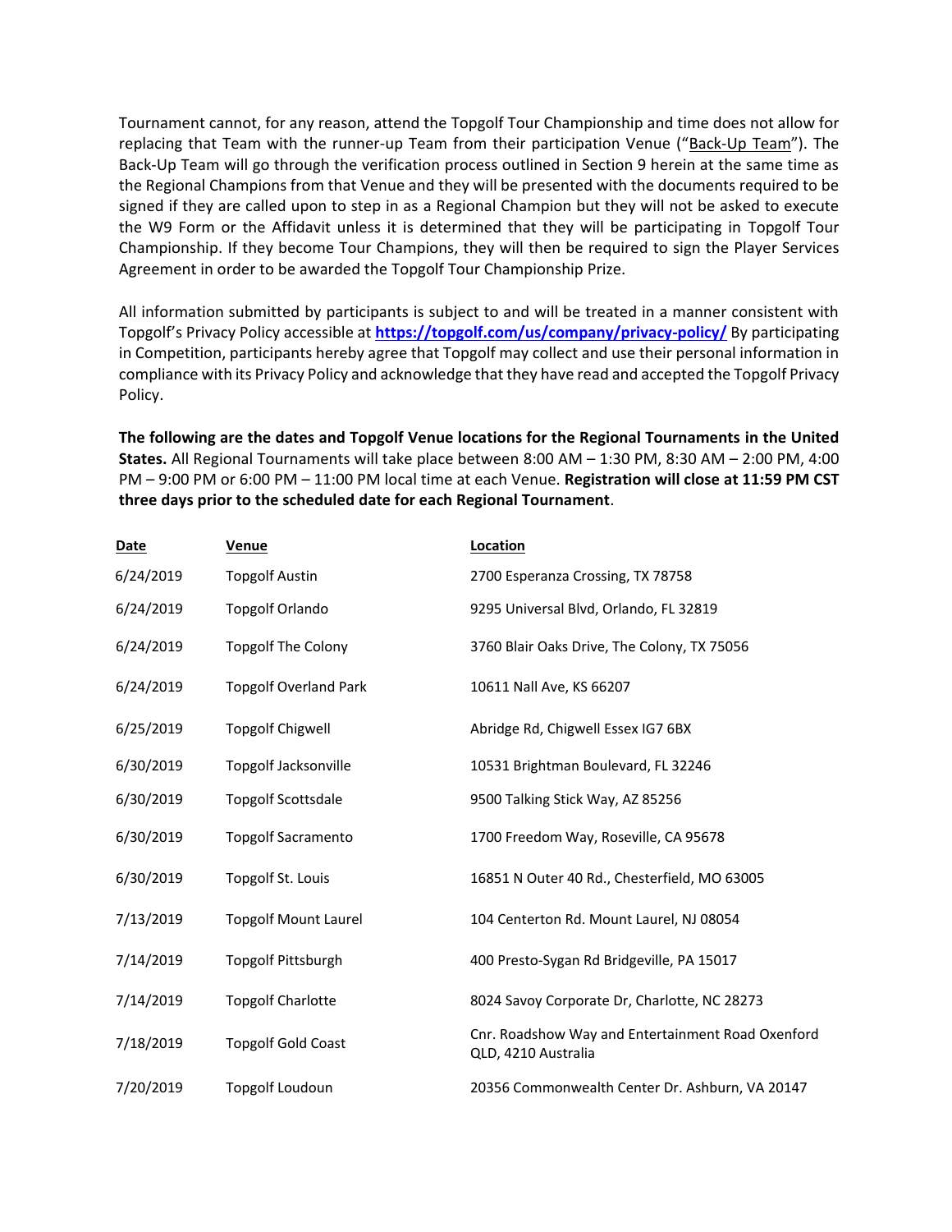Tournament cannot, for any reason, attend the Topgolf Tour Championship and time does not allow for replacing that Team with the runner-up Team from their participation Venue ("Back-Up Team"). The Back-Up Team will go through the verification process outlined in Section 9 herein at the same time as the Regional Champions from that Venue and they will be presented with the documents required to be signed if they are called upon to step in as a Regional Champion but they will not be asked to execute the W9 Form or the Affidavit unless it is determined that they will be participating in Topgolf Tour Championship. If they become Tour Champions, they will then be required to sign the Player Services Agreement in order to be awarded the Topgolf Tour Championship Prize.

All information submitted by participants is subject to and will be treated in a manner consistent with Topgolf's Privacy Policy accessible at **https://topgolf.com/us/company/privacy-policy/** By participating in Competition, participants hereby agree that Topgolf may collect and use their personal information in compliance with its Privacy Policy and acknowledge that they have read and accepted the Topgolf Privacy Policy.

**The following are the dates and Topgolf Venue locations for the Regional Tournaments in the United States.** All Regional Tournaments will take place between 8:00 AM – 1:30 PM, 8:30 AM – 2:00 PM, 4:00 PM – 9:00 PM or 6:00 PM – 11:00 PM local time at each Venue. **Registration will close at 11:59 PM CST three days prior to the scheduled date for each Regional Tournament**.

| Date | Venue | Location |
|---|---|---|
| 6/24/2019 | Topgolf Austin | 2700 Esperanza Crossing, TX 78758 |
| 6/24/2019 | Topgolf Orlando | 9295 Universal Blvd, Orlando, FL 32819 |
| 6/24/2019 | Topgolf The Colony | 3760 Blair Oaks Drive, The Colony, TX 75056 |
| 6/24/2019 | Topgolf Overland Park | 10611 Nall Ave, KS 66207 |
| 6/25/2019 | Topgolf Chigwell | Abridge Rd, Chigwell Essex IG7 6BX |
| 6/30/2019 | Topgolf Jacksonville | 10531 Brightman Boulevard, FL 32246 |
| 6/30/2019 | Topgolf Scottsdale | 9500 Talking Stick Way, AZ 85256 |
| 6/30/2019 | Topgolf Sacramento | 1700 Freedom Way, Roseville, CA 95678 |
| 6/30/2019 | Topgolf St. Louis | 16851 N Outer 40 Rd., Chesterfield, MO 63005 |
| 7/13/2019 | Topgolf Mount Laurel | 104 Centerton Rd. Mount Laurel, NJ 08054 |
| 7/14/2019 | Topgolf Pittsburgh | 400 Presto-Sygan Rd Bridgeville, PA 15017 |
| 7/14/2019 | Topgolf Charlotte | 8024 Savoy Corporate Dr, Charlotte, NC 28273 |
| 7/18/2019 | Topgolf Gold Coast | Cnr. Roadshow Way and Entertainment Road Oxenford QLD, 4210 Australia |
| 7/20/2019 | Topgolf Loudoun | 20356 Commonwealth Center Dr. Ashburn, VA 20147 |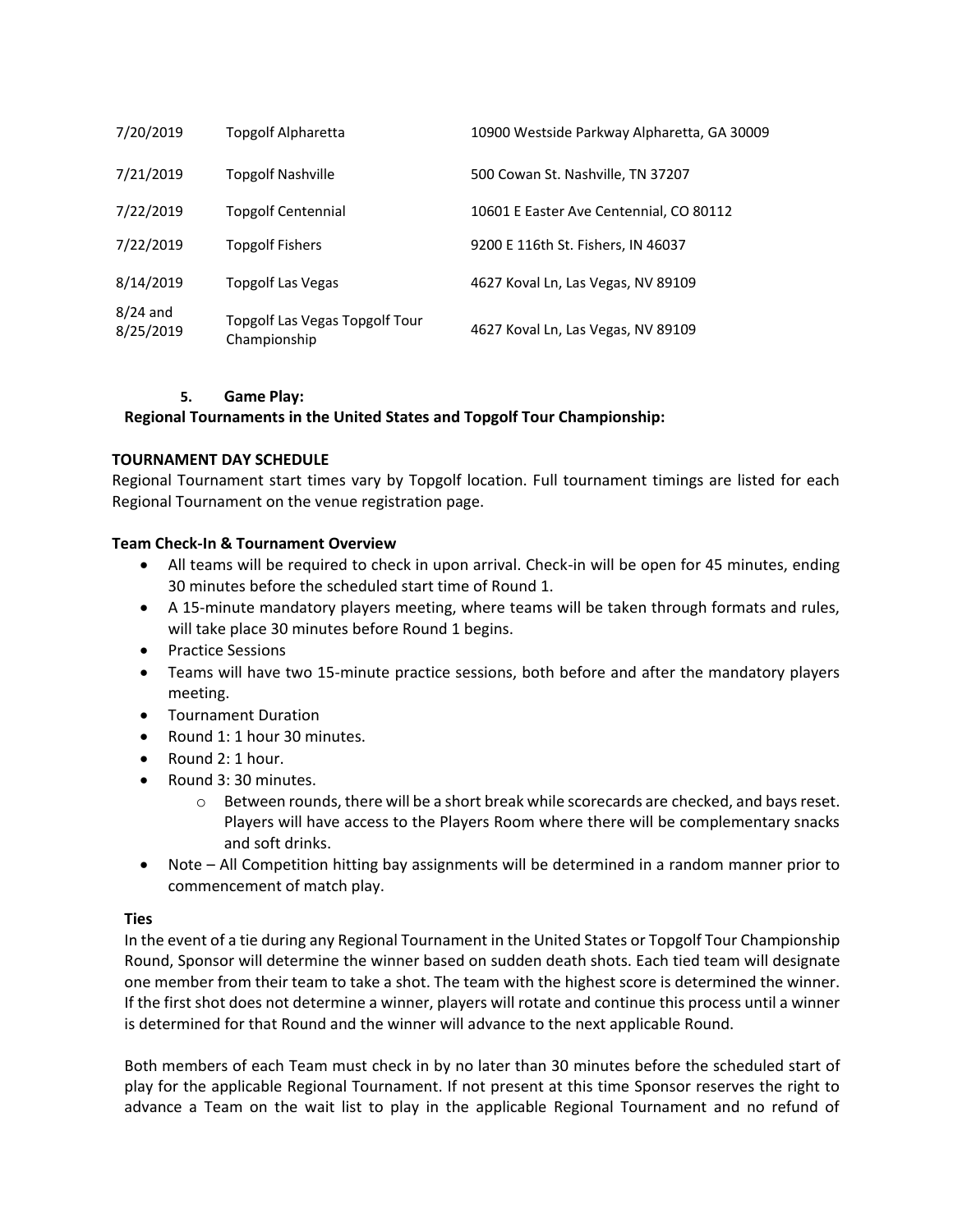| | | |
|---|---|---|
| 7/20/2019 | Topgolf Alpharetta | 10900 Westside Parkway Alpharetta, GA 30009 |
| 7/21/2019 | Topgolf Nashville | 500 Cowan St. Nashville, TN 37207 |
| 7/22/2019 | Topgolf Centennial | 10601 E Easter Ave Centennial, CO 80112 |
| 7/22/2019 | Topgolf Fishers | 9200 E 116th St. Fishers, IN 46037 |
| 8/14/2019 | Topgolf Las Vegas | 4627 Koval Ln, Las Vegas, NV 89109 |
| 8/24 and 8/25/2019 | Topgolf Las Vegas Topgolf Tour Championship | 4627 Koval Ln, Las Vegas, NV 89109 |

**5. Game Play:**

**Regional Tournaments in the United States and Topgolf Tour Championship:**

**TOURNAMENT DAY SCHEDULE**

Regional Tournament start times vary by Topgolf location. Full tournament timings are listed for each Regional Tournament on the venue registration page.

**Team Check-In & Tournament Overview**

- All teams will be required to check in upon arrival. Check-in will be open for 45 minutes, ending 30 minutes before the scheduled start time of Round 1.
- A 15-minute mandatory players meeting, where teams will be taken through formats and rules, will take place 30 minutes before Round 1 begins.
- Practice Sessions
- Teams will have two 15-minute practice sessions, both before and after the mandatory players meeting.
- Tournament Duration
- Round 1: 1 hour 30 minutes.
- Round 2: 1 hour.
- Round 3: 30 minutes.
  - Between rounds, there will be a short break while scorecards are checked, and bays reset. Players will have access to the Players Room where there will be complementary snacks and soft drinks.
- Note – All Competition hitting bay assignments will be determined in a random manner prior to commencement of match play.

**Ties**

In the event of a tie during any Regional Tournament in the United States or Topgolf Tour Championship Round, Sponsor will determine the winner based on sudden death shots. Each tied team will designate one member from their team to take a shot. The team with the highest score is determined the winner. If the first shot does not determine a winner, players will rotate and continue this process until a winner is determined for that Round and the winner will advance to the next applicable Round.

Both members of each Team must check in by no later than 30 minutes before the scheduled start of play for the applicable Regional Tournament. If not present at this time Sponsor reserves the right to advance a Team on the wait list to play in the applicable Regional Tournament and no refund of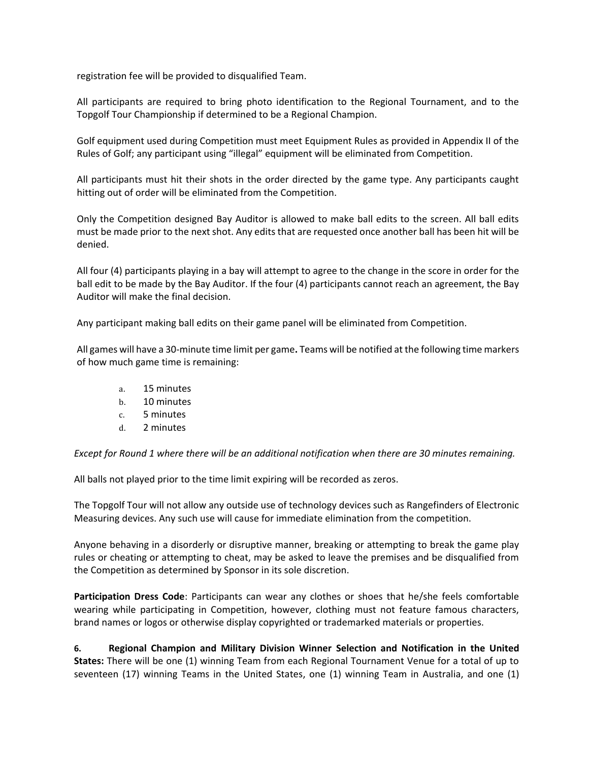registration fee will be provided to disqualified Team.

All participants are required to bring photo identification to the Regional Tournament, and to the Topgolf Tour Championship if determined to be a Regional Champion.

Golf equipment used during Competition must meet Equipment Rules as provided in Appendix II of the Rules of Golf; any participant using "illegal" equipment will be eliminated from Competition.

All participants must hit their shots in the order directed by the game type. Any participants caught hitting out of order will be eliminated from the Competition.

Only the Competition designed Bay Auditor is allowed to make ball edits to the screen. All ball edits must be made prior to the next shot. Any edits that are requested once another ball has been hit will be denied.

All four (4) participants playing in a bay will attempt to agree to the change in the score in order for the ball edit to be made by the Bay Auditor. If the four (4) participants cannot reach an agreement, the Bay Auditor will make the final decision.

Any participant making ball edits on their game panel will be eliminated from Competition.

All games will have a 30-minute time limit per game**.** Teams will be notified at the following time markers of how much game time is remaining:

a. 15 minutes
b. 10 minutes
c. 5 minutes
d. 2 minutes

*Except for Round 1 where there will be an additional notification when there are 30 minutes remaining.*

All balls not played prior to the time limit expiring will be recorded as zeros.

The Topgolf Tour will not allow any outside use of technology devices such as Rangefinders of Electronic Measuring devices. Any such use will cause for immediate elimination from the competition.

Anyone behaving in a disorderly or disruptive manner, breaking or attempting to break the game play rules or cheating or attempting to cheat, may be asked to leave the premises and be disqualified from the Competition as determined by Sponsor in its sole discretion.

**Participation Dress Code**: Participants can wear any clothes or shoes that he/she feels comfortable wearing while participating in Competition, however, clothing must not feature famous characters, brand names or logos or otherwise display copyrighted or trademarked materials or properties.

**6. Regional Champion and Military Division Winner Selection and Notification in the United States:** There will be one (1) winning Team from each Regional Tournament Venue for a total of up to seventeen (17) winning Teams in the United States, one (1) winning Team in Australia, and one (1)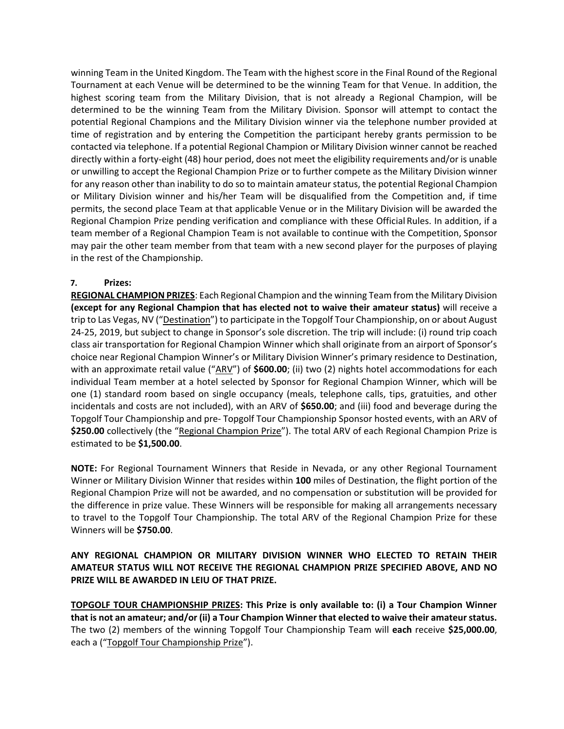winning Team in the United Kingdom. The Team with the highest score in the Final Round of the Regional Tournament at each Venue will be determined to be the winning Team for that Venue. In addition, the highest scoring team from the Military Division, that is not already a Regional Champion, will be determined to be the winning Team from the Military Division. Sponsor will attempt to contact the potential Regional Champions and the Military Division winner via the telephone number provided at time of registration and by entering the Competition the participant hereby grants permission to be contacted via telephone. If a potential Regional Champion or Military Division winner cannot be reached directly within a forty-eight (48) hour period, does not meet the eligibility requirements and/or is unable or unwilling to accept the Regional Champion Prize or to further compete as the Military Division winner for any reason other than inability to do so to maintain amateur status, the potential Regional Champion or Military Division winner and his/her Team will be disqualified from the Competition and, if time permits, the second place Team at that applicable Venue or in the Military Division will be awarded the Regional Champion Prize pending verification and compliance with these Official Rules. In addition, if a team member of a Regional Champion Team is not available to continue with the Competition, Sponsor may pair the other team member from that team with a new second player for the purposes of playing in the rest of the Championship.

**7. Prizes:**

**REGIONAL CHAMPION PRIZES**: Each Regional Champion and the winning Team from the Military Division **(except for any Regional Champion that has elected not to waive their amateur status)** will receive a trip to Las Vegas, NV ("Destination") to participate in the Topgolf Tour Championship, on or about August 24-25, 2019, but subject to change in Sponsor's sole discretion. The trip will include: (i) round trip coach class air transportation for Regional Champion Winner which shall originate from an airport of Sponsor's choice near Regional Champion Winner's or Military Division Winner's primary residence to Destination, with an approximate retail value ("ARV") of **$600.00**; (ii) two (2) nights hotel accommodations for each individual Team member at a hotel selected by Sponsor for Regional Champion Winner, which will be one (1) standard room based on single occupancy (meals, telephone calls, tips, gratuities, and other incidentals and costs are not included), with an ARV of **$650.00**; and (iii) food and beverage during the Topgolf Tour Championship and pre- Topgolf Tour Championship Sponsor hosted events, with an ARV of **$250.00** collectively (the "Regional Champion Prize"). The total ARV of each Regional Champion Prize is estimated to be **$1,500.00**.

**NOTE:** For Regional Tournament Winners that Reside in Nevada, or any other Regional Tournament Winner or Military Division Winner that resides within **100** miles of Destination, the flight portion of the Regional Champion Prize will not be awarded, and no compensation or substitution will be provided for the difference in prize value. These Winners will be responsible for making all arrangements necessary to travel to the Topgolf Tour Championship. The total ARV of the Regional Champion Prize for these Winners will be **$750.00**.

**ANY REGIONAL CHAMPION OR MILITARY DIVISION WINNER WHO ELECTED TO RETAIN THEIR AMATEUR STATUS WILL NOT RECEIVE THE REGIONAL CHAMPION PRIZE SPECIFIED ABOVE, AND NO PRIZE WILL BE AWARDED IN LEIU OF THAT PRIZE.**

**TOPGOLF TOUR CHAMPIONSHIP PRIZES: This Prize is only available to: (i) a Tour Champion Winner that is not an amateur; and/or (ii) a Tour Champion Winner that elected to waive their amateur status.** The two (2) members of the winning Topgolf Tour Championship Team will **each** receive **$25,000.00**, each a ("Topgolf Tour Championship Prize").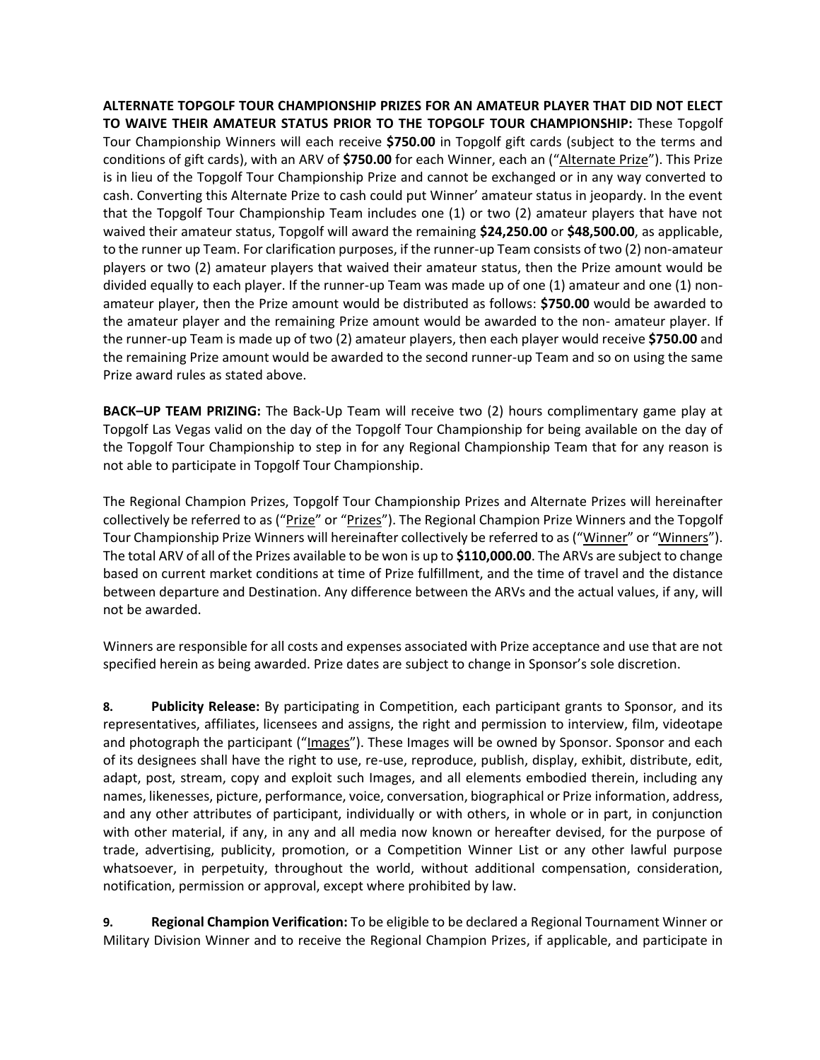**ALTERNATE TOPGOLF TOUR CHAMPIONSHIP PRIZES FOR AN AMATEUR PLAYER THAT DID NOT ELECT TO WAIVE THEIR AMATEUR STATUS PRIOR TO THE TOPGOLF TOUR CHAMPIONSHIP:** These Topgolf Tour Championship Winners will each receive **$750.00** in Topgolf gift cards (subject to the terms and conditions of gift cards), with an ARV of **$750.00** for each Winner, each an ("Alternate Prize"). This Prize is in lieu of the Topgolf Tour Championship Prize and cannot be exchanged or in any way converted to cash. Converting this Alternate Prize to cash could put Winner' amateur status in jeopardy. In the event that the Topgolf Tour Championship Team includes one (1) or two (2) amateur players that have not waived their amateur status, Topgolf will award the remaining **$24,250.00** or **$48,500.00**, as applicable, to the runner up Team. For clarification purposes, if the runner-up Team consists of two (2) non-amateur players or two (2) amateur players that waived their amateur status, then the Prize amount would be divided equally to each player. If the runner-up Team was made up of one (1) amateur and one (1) non-amateur player, then the Prize amount would be distributed as follows: **$750.00** would be awarded to the amateur player and the remaining Prize amount would be awarded to the non- amateur player. If the runner-up Team is made up of two (2) amateur players, then each player would receive **$750.00** and the remaining Prize amount would be awarded to the second runner-up Team and so on using the same Prize award rules as stated above.

**BACK–UP TEAM PRIZING:** The Back-Up Team will receive two (2) hours complimentary game play at Topgolf Las Vegas valid on the day of the Topgolf Tour Championship for being available on the day of the Topgolf Tour Championship to step in for any Regional Championship Team that for any reason is not able to participate in Topgolf Tour Championship.

The Regional Champion Prizes, Topgolf Tour Championship Prizes and Alternate Prizes will hereinafter collectively be referred to as ("Prize" or "Prizes"). The Regional Champion Prize Winners and the Topgolf Tour Championship Prize Winners will hereinafter collectively be referred to as ("Winner" or "Winners"). The total ARV of all of the Prizes available to be won is up to **$110,000.00**. The ARVs are subject to change based on current market conditions at time of Prize fulfillment, and the time of travel and the distance between departure and Destination. Any difference between the ARVs and the actual values, if any, will not be awarded.

Winners are responsible for all costs and expenses associated with Prize acceptance and use that are not specified herein as being awarded. Prize dates are subject to change in Sponsor's sole discretion.

**8. Publicity Release:** By participating in Competition, each participant grants to Sponsor, and its representatives, affiliates, licensees and assigns, the right and permission to interview, film, videotape and photograph the participant ("Images"). These Images will be owned by Sponsor. Sponsor and each of its designees shall have the right to use, re-use, reproduce, publish, display, exhibit, distribute, edit, adapt, post, stream, copy and exploit such Images, and all elements embodied therein, including any names, likenesses, picture, performance, voice, conversation, biographical or Prize information, address, and any other attributes of participant, individually or with others, in whole or in part, in conjunction with other material, if any, in any and all media now known or hereafter devised, for the purpose of trade, advertising, publicity, promotion, or a Competition Winner List or any other lawful purpose whatsoever, in perpetuity, throughout the world, without additional compensation, consideration, notification, permission or approval, except where prohibited by law.

**9. Regional Champion Verification:** To be eligible to be declared a Regional Tournament Winner or Military Division Winner and to receive the Regional Champion Prizes, if applicable, and participate in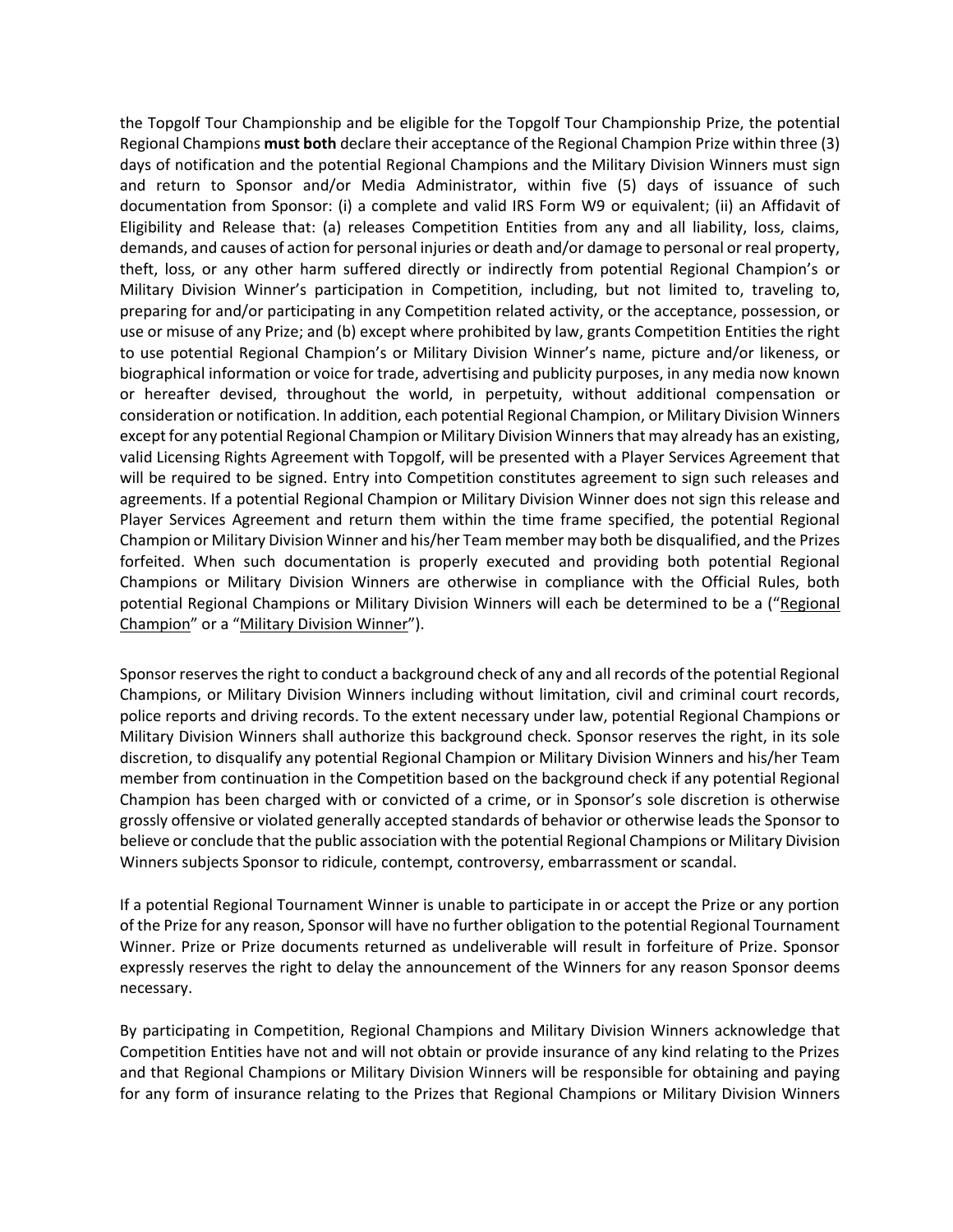the Topgolf Tour Championship and be eligible for the Topgolf Tour Championship Prize, the potential Regional Champions **must both** declare their acceptance of the Regional Champion Prize within three (3) days of notification and the potential Regional Champions and the Military Division Winners must sign and return to Sponsor and/or Media Administrator, within five (5) days of issuance of such documentation from Sponsor: (i) a complete and valid IRS Form W9 or equivalent; (ii) an Affidavit of Eligibility and Release that: (a) releases Competition Entities from any and all liability, loss, claims, demands, and causes of action for personal injuries or death and/or damage to personal or real property, theft, loss, or any other harm suffered directly or indirectly from potential Regional Champion's or Military Division Winner's participation in Competition, including, but not limited to, traveling to, preparing for and/or participating in any Competition related activity, or the acceptance, possession, or use or misuse of any Prize; and (b) except where prohibited by law, grants Competition Entities the right to use potential Regional Champion's or Military Division Winner's name, picture and/or likeness, or biographical information or voice for trade, advertising and publicity purposes, in any media now known or hereafter devised, throughout the world, in perpetuity, without additional compensation or consideration or notification. In addition, each potential Regional Champion, or Military Division Winners except for any potential Regional Champion or Military Division Winners that may already has an existing, valid Licensing Rights Agreement with Topgolf, will be presented with a Player Services Agreement that will be required to be signed. Entry into Competition constitutes agreement to sign such releases and agreements. If a potential Regional Champion or Military Division Winner does not sign this release and Player Services Agreement and return them within the time frame specified, the potential Regional Champion or Military Division Winner and his/her Team member may both be disqualified, and the Prizes forfeited. When such documentation is properly executed and providing both potential Regional Champions or Military Division Winners are otherwise in compliance with the Official Rules, both potential Regional Champions or Military Division Winners will each be determined to be a ("Regional Champion" or a "Military Division Winner").

Sponsor reserves the right to conduct a background check of any and all records of the potential Regional Champions, or Military Division Winners including without limitation, civil and criminal court records, police reports and driving records. To the extent necessary under law, potential Regional Champions or Military Division Winners shall authorize this background check. Sponsor reserves the right, in its sole discretion, to disqualify any potential Regional Champion or Military Division Winners and his/her Team member from continuation in the Competition based on the background check if any potential Regional Champion has been charged with or convicted of a crime, or in Sponsor's sole discretion is otherwise grossly offensive or violated generally accepted standards of behavior or otherwise leads the Sponsor to believe or conclude that the public association with the potential Regional Champions or Military Division Winners subjects Sponsor to ridicule, contempt, controversy, embarrassment or scandal.

If a potential Regional Tournament Winner is unable to participate in or accept the Prize or any portion of the Prize for any reason, Sponsor will have no further obligation to the potential Regional Tournament Winner. Prize or Prize documents returned as undeliverable will result in forfeiture of Prize. Sponsor expressly reserves the right to delay the announcement of the Winners for any reason Sponsor deems necessary.

By participating in Competition, Regional Champions and Military Division Winners acknowledge that Competition Entities have not and will not obtain or provide insurance of any kind relating to the Prizes and that Regional Champions or Military Division Winners will be responsible for obtaining and paying for any form of insurance relating to the Prizes that Regional Champions or Military Division Winners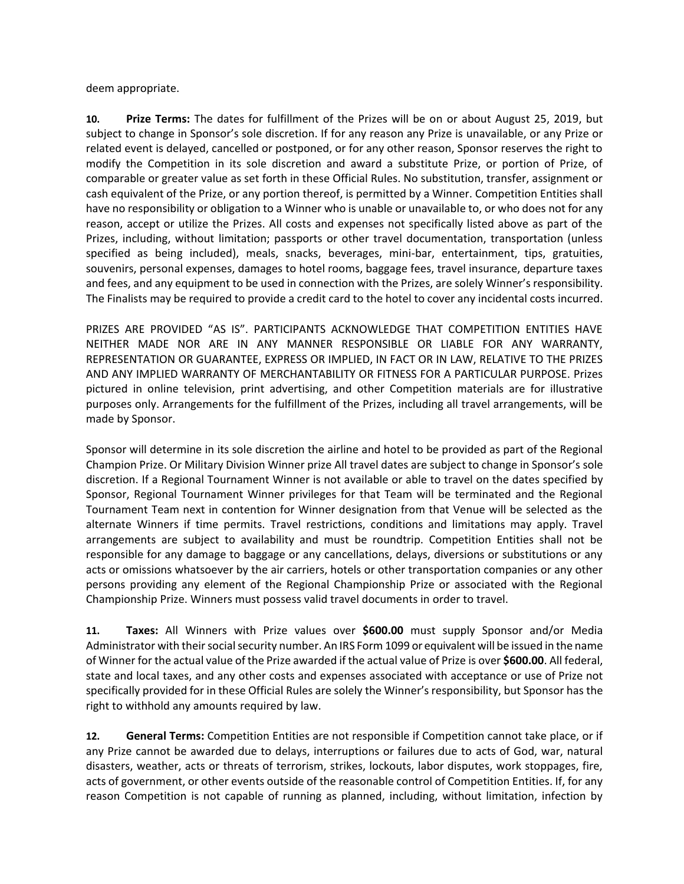deem appropriate.

**10. Prize Terms:** The dates for fulfillment of the Prizes will be on or about August 25, 2019, but subject to change in Sponsor's sole discretion. If for any reason any Prize is unavailable, or any Prize or related event is delayed, cancelled or postponed, or for any other reason, Sponsor reserves the right to modify the Competition in its sole discretion and award a substitute Prize, or portion of Prize, of comparable or greater value as set forth in these Official Rules. No substitution, transfer, assignment or cash equivalent of the Prize, or any portion thereof, is permitted by a Winner. Competition Entities shall have no responsibility or obligation to a Winner who is unable or unavailable to, or who does not for any reason, accept or utilize the Prizes. All costs and expenses not specifically listed above as part of the Prizes, including, without limitation; passports or other travel documentation, transportation (unless specified as being included), meals, snacks, beverages, mini-bar, entertainment, tips, gratuities, souvenirs, personal expenses, damages to hotel rooms, baggage fees, travel insurance, departure taxes and fees, and any equipment to be used in connection with the Prizes, are solely Winner's responsibility. The Finalists may be required to provide a credit card to the hotel to cover any incidental costs incurred.

PRIZES ARE PROVIDED "AS IS". PARTICIPANTS ACKNOWLEDGE THAT COMPETITION ENTITIES HAVE NEITHER MADE NOR ARE IN ANY MANNER RESPONSIBLE OR LIABLE FOR ANY WARRANTY, REPRESENTATION OR GUARANTEE, EXPRESS OR IMPLIED, IN FACT OR IN LAW, RELATIVE TO THE PRIZES AND ANY IMPLIED WARRANTY OF MERCHANTABILITY OR FITNESS FOR A PARTICULAR PURPOSE. Prizes pictured in online television, print advertising, and other Competition materials are for illustrative purposes only. Arrangements for the fulfillment of the Prizes, including all travel arrangements, will be made by Sponsor.

Sponsor will determine in its sole discretion the airline and hotel to be provided as part of the Regional Champion Prize. Or Military Division Winner prize All travel dates are subject to change in Sponsor's sole discretion. If a Regional Tournament Winner is not available or able to travel on the dates specified by Sponsor, Regional Tournament Winner privileges for that Team will be terminated and the Regional Tournament Team next in contention for Winner designation from that Venue will be selected as the alternate Winners if time permits. Travel restrictions, conditions and limitations may apply. Travel arrangements are subject to availability and must be roundtrip. Competition Entities shall not be responsible for any damage to baggage or any cancellations, delays, diversions or substitutions or any acts or omissions whatsoever by the air carriers, hotels or other transportation companies or any other persons providing any element of the Regional Championship Prize or associated with the Regional Championship Prize. Winners must possess valid travel documents in order to travel.

**11. Taxes:** All Winners with Prize values over **$600.00** must supply Sponsor and/or Media Administrator with their social security number. An IRS Form 1099 or equivalent will be issued in the name of Winner for the actual value of the Prize awarded if the actual value of Prize is over **$600.00**. All federal, state and local taxes, and any other costs and expenses associated with acceptance or use of Prize not specifically provided for in these Official Rules are solely the Winner's responsibility, but Sponsor has the right to withhold any amounts required by law.

**12. General Terms:** Competition Entities are not responsible if Competition cannot take place, or if any Prize cannot be awarded due to delays, interruptions or failures due to acts of God, war, natural disasters, weather, acts or threats of terrorism, strikes, lockouts, labor disputes, work stoppages, fire, acts of government, or other events outside of the reasonable control of Competition Entities. If, for any reason Competition is not capable of running as planned, including, without limitation, infection by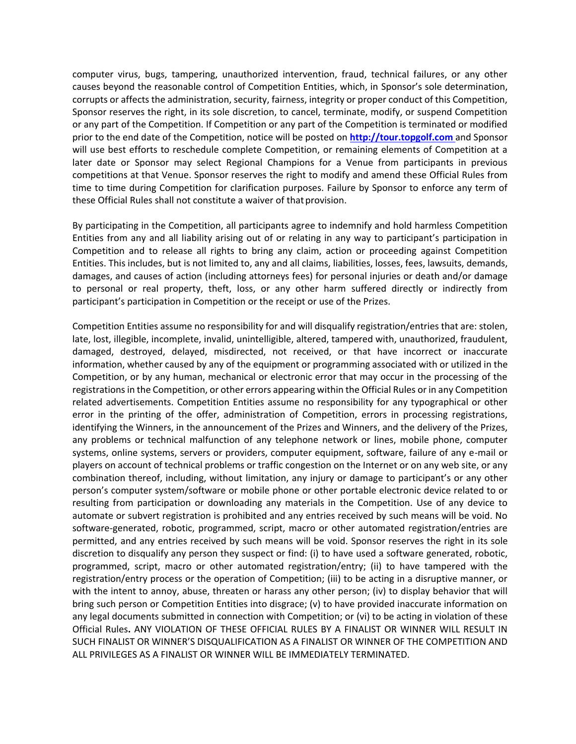computer virus, bugs, tampering, unauthorized intervention, fraud, technical failures, or any other causes beyond the reasonable control of Competition Entities, which, in Sponsor's sole determination, corrupts or affects the administration, security, fairness, integrity or proper conduct of this Competition, Sponsor reserves the right, in its sole discretion, to cancel, terminate, modify, or suspend Competition or any part of the Competition. If Competition or any part of the Competition is terminated or modified prior to the end date of the Competition, notice will be posted on **http://tour.topgolf.com** and Sponsor will use best efforts to reschedule complete Competition, or remaining elements of Competition at a later date or Sponsor may select Regional Champions for a Venue from participants in previous competitions at that Venue. Sponsor reserves the right to modify and amend these Official Rules from time to time during Competition for clarification purposes. Failure by Sponsor to enforce any term of these Official Rules shall not constitute a waiver of that provision.

By participating in the Competition, all participants agree to indemnify and hold harmless Competition Entities from any and all liability arising out of or relating in any way to participant's participation in Competition and to release all rights to bring any claim, action or proceeding against Competition Entities. This includes, but is not limited to, any and all claims, liabilities, losses, fees, lawsuits, demands, damages, and causes of action (including attorneys fees) for personal injuries or death and/or damage to personal or real property, theft, loss, or any other harm suffered directly or indirectly from participant's participation in Competition or the receipt or use of the Prizes.

Competition Entities assume no responsibility for and will disqualify registration/entries that are: stolen, late, lost, illegible, incomplete, invalid, unintelligible, altered, tampered with, unauthorized, fraudulent, damaged, destroyed, delayed, misdirected, not received, or that have incorrect or inaccurate information, whether caused by any of the equipment or programming associated with or utilized in the Competition, or by any human, mechanical or electronic error that may occur in the processing of the registrations in the Competition, or other errors appearing within the Official Rules or in any Competition related advertisements. Competition Entities assume no responsibility for any typographical or other error in the printing of the offer, administration of Competition, errors in processing registrations, identifying the Winners, in the announcement of the Prizes and Winners, and the delivery of the Prizes, any problems or technical malfunction of any telephone network or lines, mobile phone, computer systems, online systems, servers or providers, computer equipment, software, failure of any e-mail or players on account of technical problems or traffic congestion on the Internet or on any web site, or any combination thereof, including, without limitation, any injury or damage to participant's or any other person's computer system/software or mobile phone or other portable electronic device related to or resulting from participation or downloading any materials in the Competition. Use of any device to automate or subvert registration is prohibited and any entries received by such means will be void. No software-generated, robotic, programmed, script, macro or other automated registration/entries are permitted, and any entries received by such means will be void. Sponsor reserves the right in its sole discretion to disqualify any person they suspect or find: (i) to have used a software generated, robotic, programmed, script, macro or other automated registration/entry; (ii) to have tampered with the registration/entry process or the operation of Competition; (iii) to be acting in a disruptive manner, or with the intent to annoy, abuse, threaten or harass any other person; (iv) to display behavior that will bring such person or Competition Entities into disgrace; (v) to have provided inaccurate information on any legal documents submitted in connection with Competition; or (vi) to be acting in violation of these Official Rules**.** ANY VIOLATION OF THESE OFFICIAL RULES BY A FINALIST OR WINNER WILL RESULT IN SUCH FINALIST OR WINNER'S DISQUALIFICATION AS A FINALIST OR WINNER OF THE COMPETITION AND ALL PRIVILEGES AS A FINALIST OR WINNER WILL BE IMMEDIATELY TERMINATED.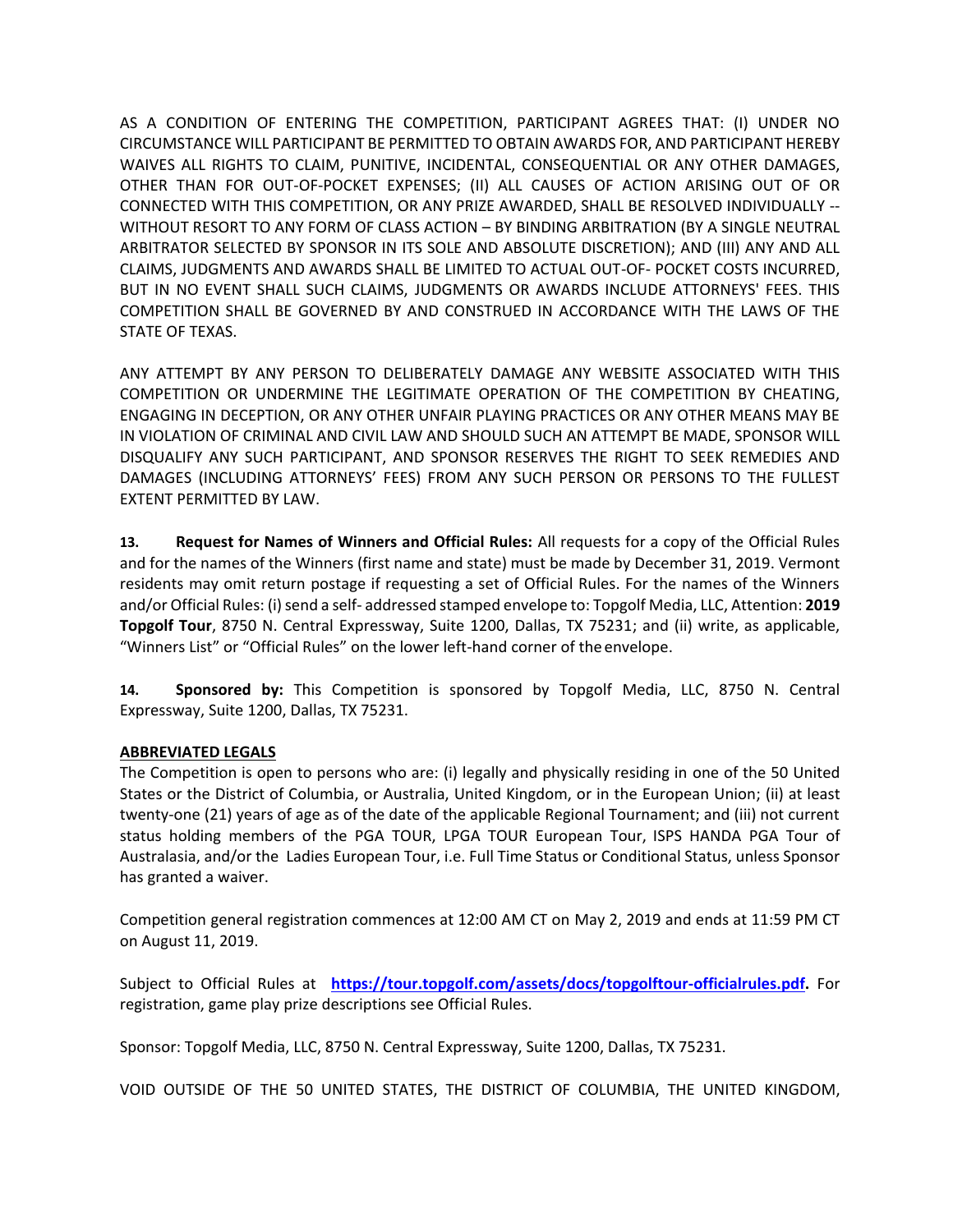AS A CONDITION OF ENTERING THE COMPETITION, PARTICIPANT AGREES THAT: (I) UNDER NO CIRCUMSTANCE WILL PARTICIPANT BE PERMITTED TO OBTAIN AWARDS FOR, AND PARTICIPANT HEREBY WAIVES ALL RIGHTS TO CLAIM, PUNITIVE, INCIDENTAL, CONSEQUENTIAL OR ANY OTHER DAMAGES, OTHER THAN FOR OUT-OF-POCKET EXPENSES; (II) ALL CAUSES OF ACTION ARISING OUT OF OR CONNECTED WITH THIS COMPETITION, OR ANY PRIZE AWARDED, SHALL BE RESOLVED INDIVIDUALLY -- WITHOUT RESORT TO ANY FORM OF CLASS ACTION – BY BINDING ARBITRATION (BY A SINGLE NEUTRAL ARBITRATOR SELECTED BY SPONSOR IN ITS SOLE AND ABSOLUTE DISCRETION); AND (III) ANY AND ALL CLAIMS, JUDGMENTS AND AWARDS SHALL BE LIMITED TO ACTUAL OUT-OF- POCKET COSTS INCURRED, BUT IN NO EVENT SHALL SUCH CLAIMS, JUDGMENTS OR AWARDS INCLUDE ATTORNEYS' FEES. THIS COMPETITION SHALL BE GOVERNED BY AND CONSTRUED IN ACCORDANCE WITH THE LAWS OF THE STATE OF TEXAS.

ANY ATTEMPT BY ANY PERSON TO DELIBERATELY DAMAGE ANY WEBSITE ASSOCIATED WITH THIS COMPETITION OR UNDERMINE THE LEGITIMATE OPERATION OF THE COMPETITION BY CHEATING, ENGAGING IN DECEPTION, OR ANY OTHER UNFAIR PLAYING PRACTICES OR ANY OTHER MEANS MAY BE IN VIOLATION OF CRIMINAL AND CIVIL LAW AND SHOULD SUCH AN ATTEMPT BE MADE, SPONSOR WILL DISQUALIFY ANY SUCH PARTICIPANT, AND SPONSOR RESERVES THE RIGHT TO SEEK REMEDIES AND DAMAGES (INCLUDING ATTORNEYS' FEES) FROM ANY SUCH PERSON OR PERSONS TO THE FULLEST EXTENT PERMITTED BY LAW.

**13. Request for Names of Winners and Official Rules:** All requests for a copy of the Official Rules and for the names of the Winners (first name and state) must be made by December 31, 2019. Vermont residents may omit return postage if requesting a set of Official Rules. For the names of the Winners and/or Official Rules: (i) send a self- addressed stamped envelope to: Topgolf Media, LLC, Attention: **2019 Topgolf Tour**, 8750 N. Central Expressway, Suite 1200, Dallas, TX 75231; and (ii) write, as applicable, "Winners List" or "Official Rules" on the lower left-hand corner of the envelope.

**14. Sponsored by:** This Competition is sponsored by Topgolf Media, LLC, 8750 N. Central Expressway, Suite 1200, Dallas, TX 75231.

**ABBREVIATED LEGALS**

The Competition is open to persons who are: (i) legally and physically residing in one of the 50 United States or the District of Columbia, or Australia, United Kingdom, or in the European Union; (ii) at least twenty-one (21) years of age as of the date of the applicable Regional Tournament; and (iii) not current status holding members of the PGA TOUR, LPGA TOUR European Tour, ISPS HANDA PGA Tour of Australasia, and/or the Ladies European Tour, i.e. Full Time Status or Conditional Status, unless Sponsor has granted a waiver.

Competition general registration commences at 12:00 AM CT on May 2, 2019 and ends at 11:59 PM CT on August 11, 2019.

Subject to Official Rules at **https://tour.topgolf.com/assets/docs/topgolftour-officialrules.pdf.** For registration, game play prize descriptions see Official Rules.

Sponsor: Topgolf Media, LLC, 8750 N. Central Expressway, Suite 1200, Dallas, TX 75231.

VOID OUTSIDE OF THE 50 UNITED STATES, THE DISTRICT OF COLUMBIA, THE UNITED KINGDOM,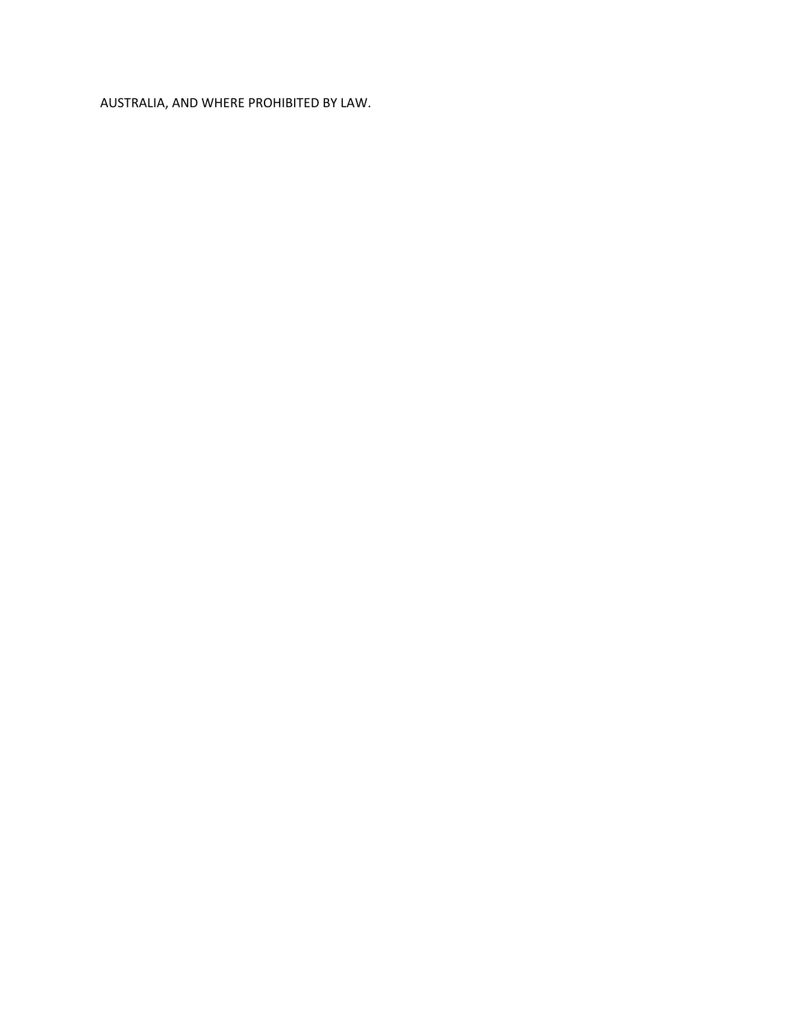AUSTRALIA, AND WHERE PROHIBITED BY LAW.